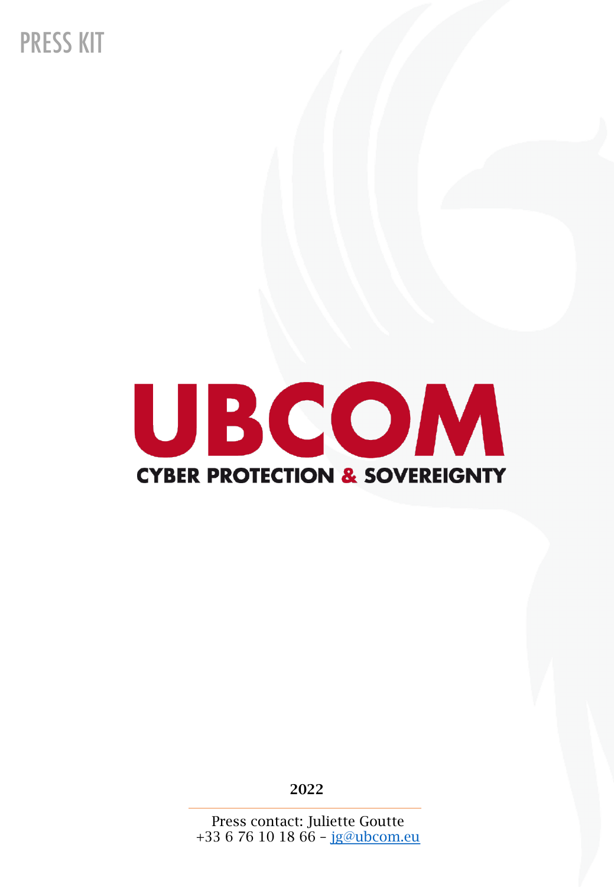PRESS KIT

# UBCOM

## CYBER PROTECTION & SOVEREIGNTY

**2022**

Press contact: Juliette Goutte
+33 6 76 10 18 66 – jg@ubcom.eu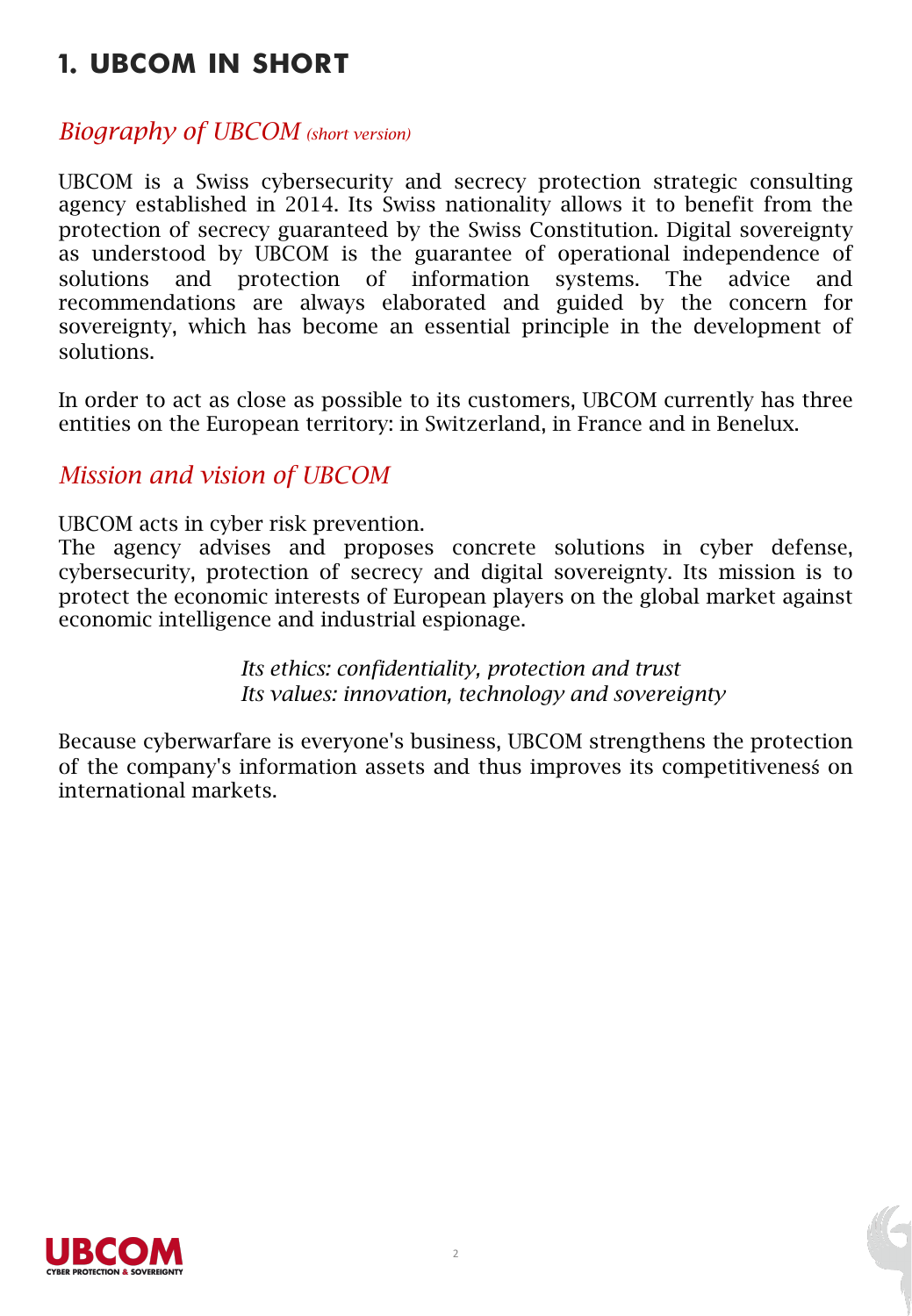# 1. UBCOM IN SHORT

## *Biography of UBCOM (short version)*

UBCOM is a Swiss cybersecurity and secrecy protection strategic consulting agency established in 2014. Its Swiss nationality allows it to benefit from the protection of secrecy guaranteed by the Swiss Constitution. Digital sovereignty as understood by UBCOM is the guarantee of operational independence of solutions and protection of information systems. The advice and recommendations are always elaborated and guided by the concern for sovereignty, which has become an essential principle in the development of solutions.

In order to act as close as possible to its customers, UBCOM currently has three entities on the European territory: in Switzerland, in France and in Benelux.

## *Mission and vision of UBCOM*

UBCOM acts in cyber risk prevention.
The agency advises and proposes concrete solutions in cyber defense, cybersecurity, protection of secrecy and digital sovereignty. Its mission is to protect the economic interests of European players on the global market against economic intelligence and industrial espionage.

*Its ethics: confidentiality, protection and trust*
*Its values: innovation, technology and sovereignty*

Because cyberwarfare is everyone's business, UBCOM strengthens the protection of the company's information assets and thus improves its competitiveness on international markets.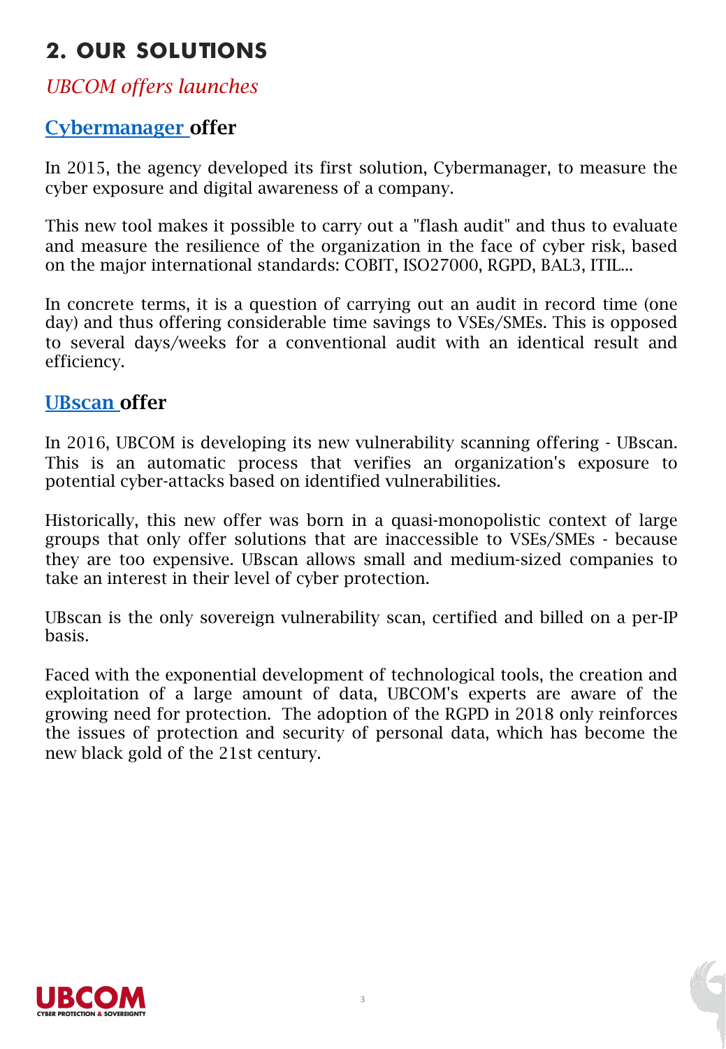# 2. OUR SOLUTIONS

*UBCOM offers launches*

## Cybermanager offer

In 2015, the agency developed its first solution, Cybermanager, to measure the cyber exposure and digital awareness of a company.

This new tool makes it possible to carry out a "flash audit" and thus to evaluate and measure the resilience of the organization in the face of cyber risk, based on the major international standards: COBIT, ISO27000, RGPD, BAL3, ITIL...

In concrete terms, it is a question of carrying out an audit in record time (one day) and thus offering considerable time savings to VSEs/SMEs. This is opposed to several days/weeks for a conventional audit with an identical result and efficiency.

## UBscan offer

In 2016, UBCOM is developing its new vulnerability scanning offering - UBscan. This is an automatic process that verifies an organization's exposure to potential cyber-attacks based on identified vulnerabilities.

Historically, this new offer was born in a quasi-monopolistic context of large groups that only offer solutions that are inaccessible to VSEs/SMEs - because they are too expensive. UBscan allows small and medium-sized companies to take an interest in their level of cyber protection.

UBscan is the only sovereign vulnerability scan, certified and billed on a per-IP basis.

Faced with the exponential development of technological tools, the creation and exploitation of a large amount of data, UBCOM's experts are aware of the growing need for protection. The adoption of the RGPD in 2018 only reinforces the issues of protection and security of personal data, which has become the new black gold of the 21st century.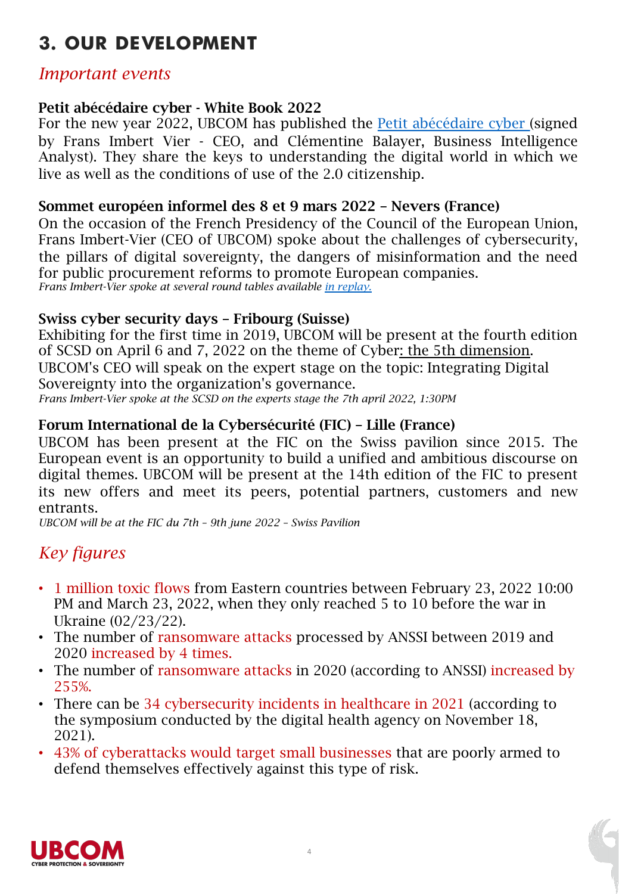# 3. OUR DEVELOPMENT

## *Important events*

**Petit abécédaire cyber - White Book 2022**

For the new year 2022, UBCOM has published the Petit abécédaire cyber (signed by Frans Imbert Vier - CEO, and Clémentine Balayer, Business Intelligence Analyst). They share the keys to understanding the digital world in which we live as well as the conditions of use of the 2.0 citizenship.

**Sommet européen informel des 8 et 9 mars 2022 – Nevers (France)**

On the occasion of the French Presidency of the Council of the European Union, Frans Imbert-Vier (CEO of UBCOM) spoke about the challenges of cybersecurity, the pillars of digital sovereignty, the dangers of misinformation and the need for public procurement reforms to promote European companies.

*Frans Imbert-Vier spoke at several round tables available in replay.*

**Swiss cyber security days – Fribourg (Suisse)**

Exhibiting for the first time in 2019, UBCOM will be present at the fourth edition of SCSD on April 6 and 7, 2022 on the theme of Cyber: the 5th dimension.
UBCOM's CEO will speak on the expert stage on the topic: Integrating Digital Sovereignty into the organization's governance.

*Frans Imbert-Vier spoke at the SCSD on the experts stage the 7th april 2022, 1:30PM*

**Forum International de la Cybersécurité (FIC) – Lille (France)**

UBCOM has been present at the FIC on the Swiss pavilion since 2015. The European event is an opportunity to build a unified and ambitious discourse on digital themes. UBCOM will be present at the 14th edition of the FIC to present its new offers and meet its peers, potential partners, customers and new entrants.

*UBCOM will be at the FIC du 7th – 9th june 2022 – Swiss Pavilion*

## *Key figures*

- 1 million toxic flows from Eastern countries between February 23, 2022 10:00 PM and March 23, 2022, when they only reached 5 to 10 before the war in Ukraine (02/23/22).
- The number of ransomware attacks processed by ANSSI between 2019 and 2020 increased by 4 times.
- The number of ransomware attacks in 2020 (according to ANSSI) increased by 255%.
- There can be 34 cybersecurity incidents in healthcare in 2021 (according to the symposium conducted by the digital health agency on November 18, 2021).
- 43% of cyberattacks would target small businesses that are poorly armed to defend themselves effectively against this type of risk.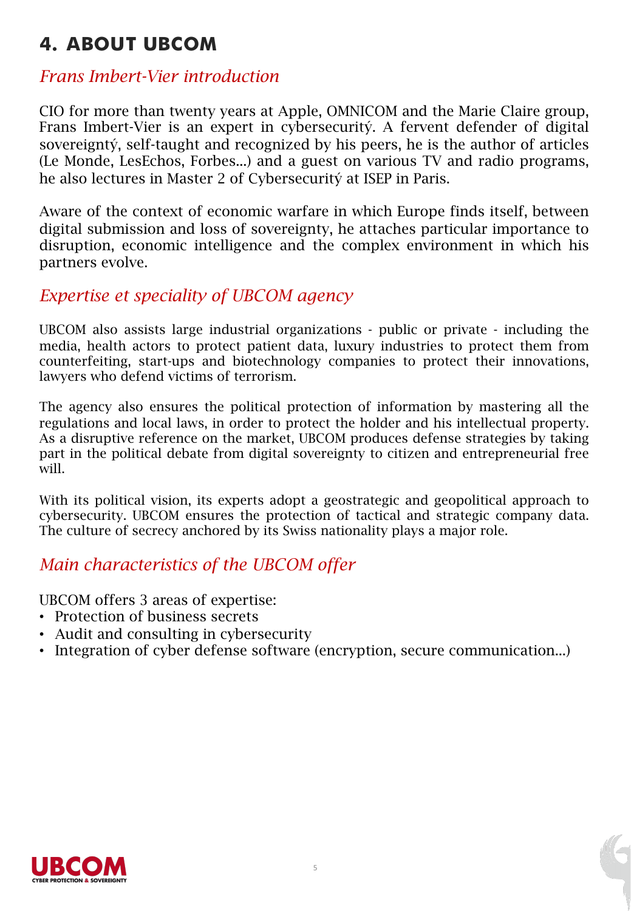# 4. ABOUT UBCOM

## *Frans Imbert-Vier introduction*

CIO for more than twenty years at Apple, OMNICOM and the Marie Claire group, Frans Imbert-Vier is an expert in cybersecurití. A fervent defender of digital sovereigntí, self-taught and recognized by his peers, he is the author of articles (Le Monde, LesEchos, Forbes...) and a guest on various TV and radio programs, he also lectures in Master 2 of Cybersecurití at ISEP in Paris.

Aware of the context of economic warfare in which Europe finds itself, between digital submission and loss of sovereignty, he attaches particular importance to disruption, economic intelligence and the complex environment in which his partners evolve.

## *Expertise et speciality of UBCOM agency*

UBCOM also assists large industrial organizations - public or private - including the media, health actors to protect patient data, luxury industries to protect them from counterfeiting, start-ups and biotechnology companies to protect their innovations, lawyers who defend victims of terrorism.

The agency also ensures the political protection of information by mastering all the regulations and local laws, in order to protect the holder and his intellectual property. As a disruptive reference on the market, UBCOM produces defense strategies by taking part in the political debate from digital sovereignty to citizen and entrepreneurial free will.

With its political vision, its experts adopt a geostrategic and geopolitical approach to cybersecurity. UBCOM ensures the protection of tactical and strategic company data. The culture of secrecy anchored by its Swiss nationality plays a major role.

## *Main characteristics of the UBCOM offer*

UBCOM offers 3 areas of expertise:

- Protection of business secrets
- Audit and consulting in cybersecurity
- Integration of cyber defense software (encryption, secure communication...)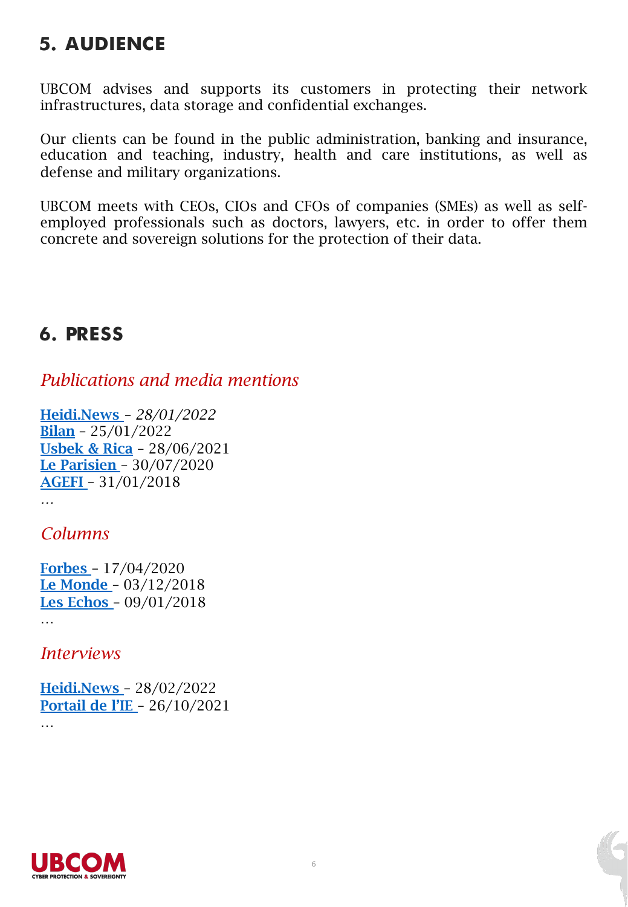## 5. AUDIENCE

UBCOM advises and supports its customers in protecting their network infrastructures, data storage and confidential exchanges.

Our clients can be found in the public administration, banking and insurance, education and teaching, industry, health and care institutions, as well as defense and military organizations.

UBCOM meets with CEOs, CIOs and CFOs of companies (SMEs) as well as self-employed professionals such as doctors, lawyers, etc. in order to offer them concrete and sovereign solutions for the protection of their data.

## 6. PRESS

### *Publications and media mentions*

**Heidi.News** – *28/01/2022*
**Bilan** – 25/01/2022
**Usbek & Rica** – 28/06/2021
**Le Parisien** – 30/07/2020
**AGEFI** – 31/01/2018
…

### *Columns*

**Forbes** – 17/04/2020
**Le Monde** – 03/12/2018
**Les Echos** – 09/01/2018
…

### *Interviews*

**Heidi.News** – 28/02/2022
**Portail de l'IE** – 26/10/2021
…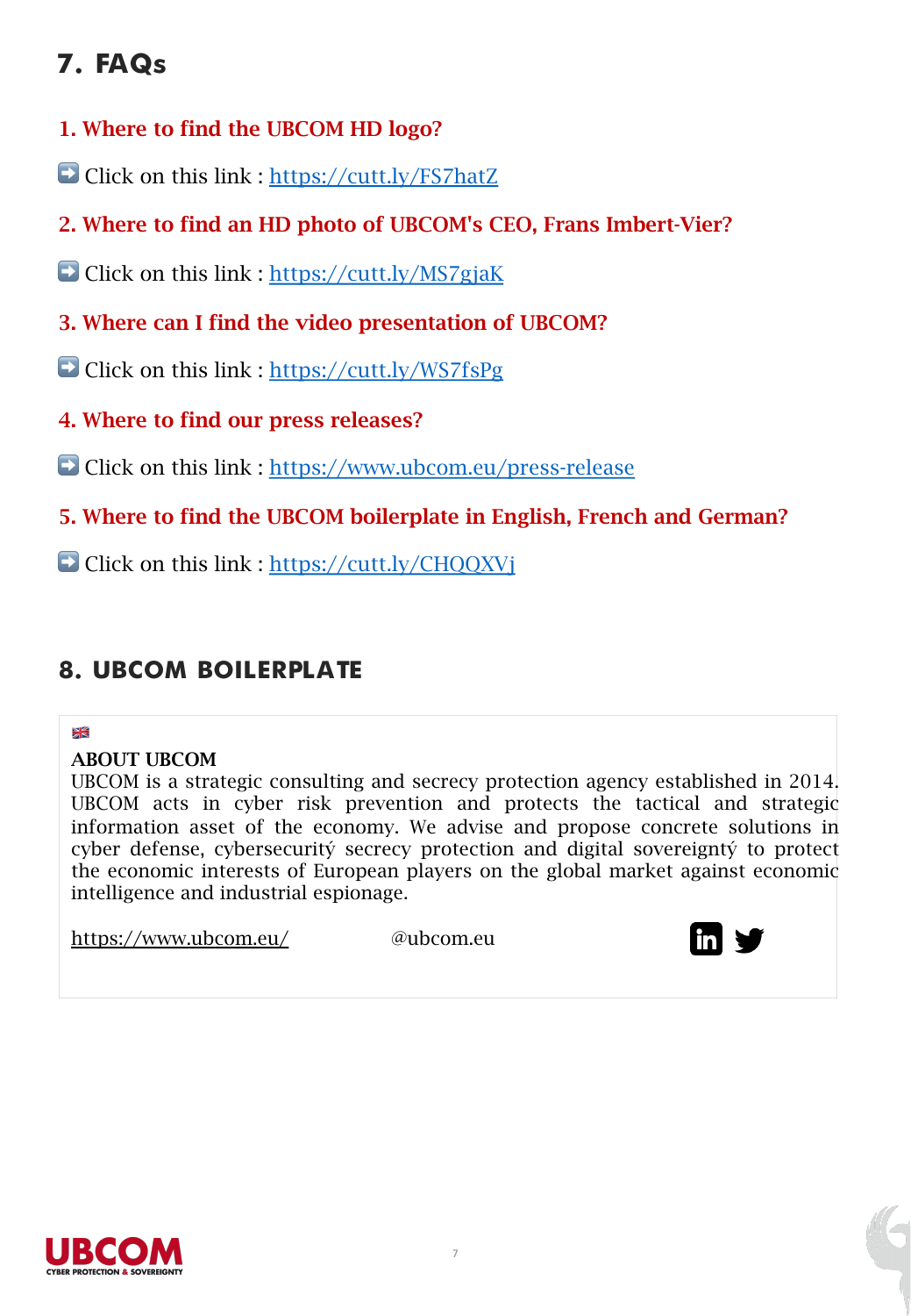## 7. FAQs

**1. Where to find the UBCOM HD logo?**

➡️ Click on this link : https://cutt.ly/FS7hatZ

**2. Where to find an HD photo of UBCOM's CEO, Frans Imbert-Vier?**

➡️ Click on this link : https://cutt.ly/MS7gjaK

**3. Where can I find the video presentation of UBCOM?**

➡️ Click on this link : https://cutt.ly/WS7fsPg

**4. Where to find our press releases?**

➡️ Click on this link : https://www.ubcom.eu/press-release

**5. Where to find the UBCOM boilerplate in English, French and German?**

➡️ Click on this link : https://cutt.ly/CHQQXVj

## 8. UBCOM BOILERPLATE

🇬🇧

**ABOUT UBCOM**

UBCOM is a strategic consulting and secrecy protection agency established in 2014. UBCOM acts in cyber risk prevention and protects the tactical and strategic information asset of the economy. We advise and propose concrete solutions in cyber defense, cybersecuritý secrecy protection and digital sovereigntý to protect the economic interests of European players on the global market against economic intelligence and industrial espionage.

https://www.ubcom.eu/ @ubcom.eu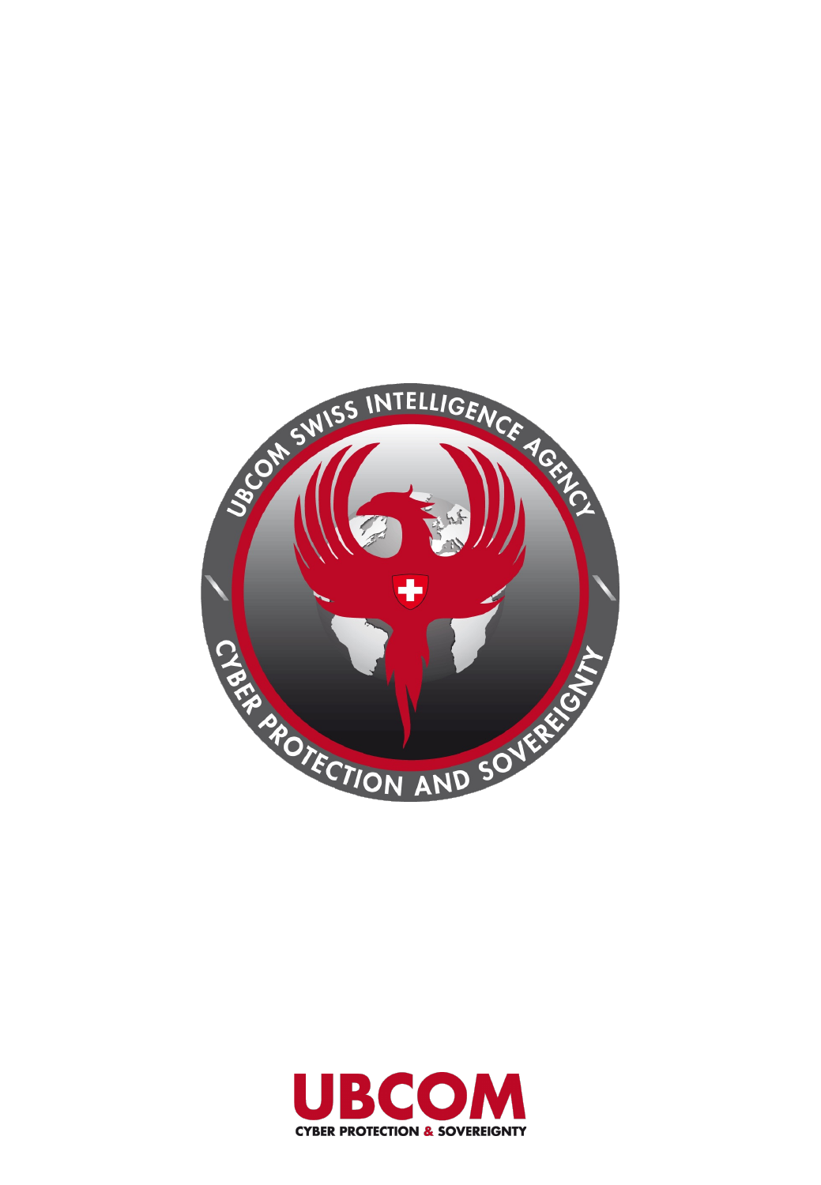UBCOM SWISS INTELLIGENCE AGENCY

CYBER PROTECTION AND SOVEREIGNTY

**UBCOM**

**CYBER PROTECTION & SOVEREIGNTY**